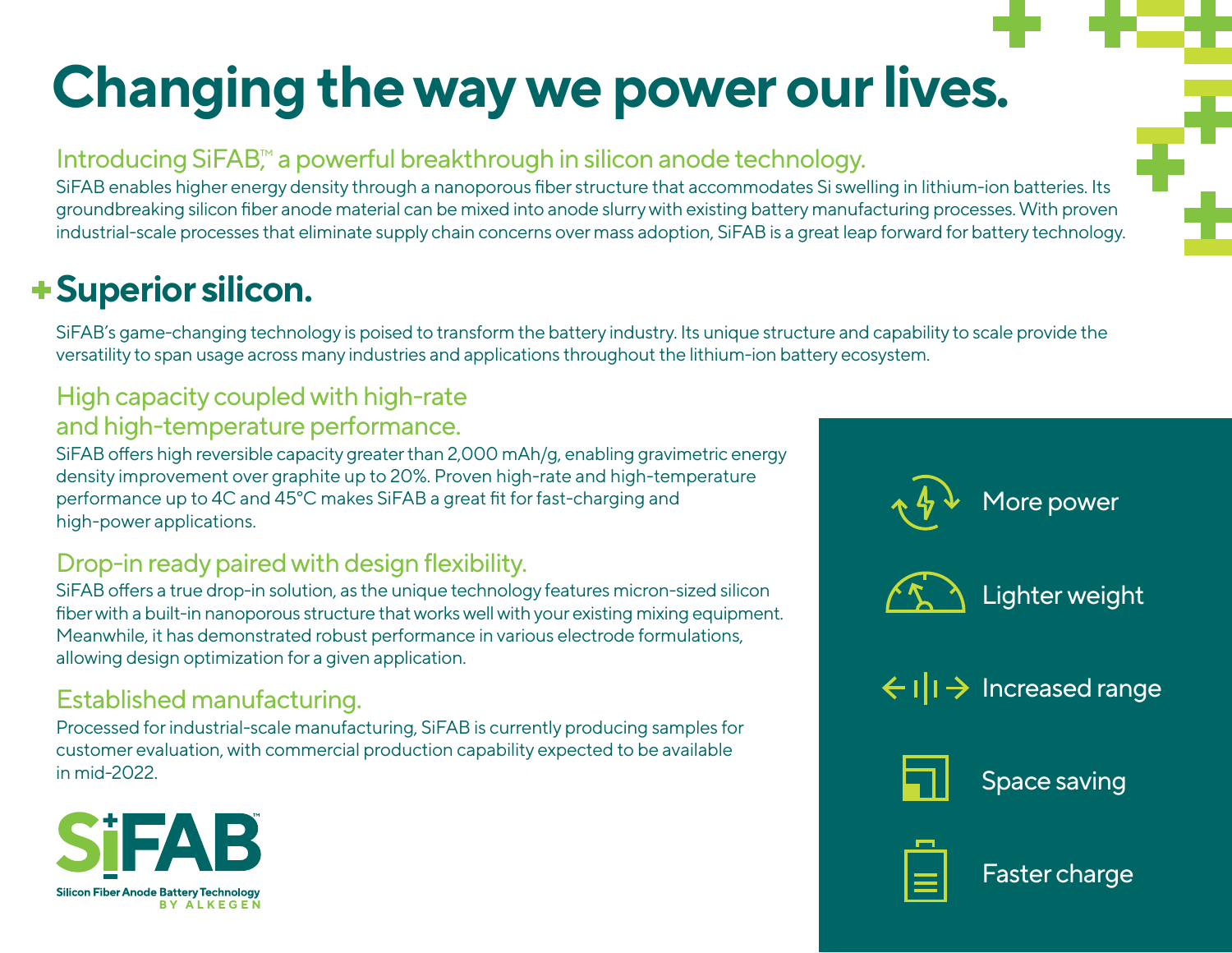# Changing the way we power our lives.

## Introducing SiFAB,™ a powerful breakthrough in silicon anode technology.

SiFAB enables higher energy density through a nanoporous fiber structure that accommodates Si swelling in lithium-ion batteries. Its groundbreaking silicon fiber anode material can be mixed into anode slurry with existing battery manufacturing processes. With proven industrial-scale processes that eliminate supply chain concerns over mass adoption, SiFAB is a great leap forward for battery technology.

## Superior silicon.

SiFAB's game-changing technology is poised to transform the battery industry. Its unique structure and capability to scale provide the versatility to span usage across many industries and applications throughout the lithium-ion battery ecosystem.

### High capacity coupled with high-rate and high-temperature performance.

SiFAB offers high reversible capacity greater than 2,000 mAh/g, enabling gravimetric energy density improvement over graphite up to 20%. Proven high-rate and high-temperature performance up to 4C and 45°C makes SiFAB a great fit for fast-charging and high-power applications.

### Drop-in ready paired with design flexibility.

SiFAB offers a true drop-in solution, as the unique technology features micron-sized silicon fiber with a built-in nanoporous structure that works well with your existing mixing equipment. Meanwhile, it has demonstrated robust performance in various electrode formulations, allowing design optimization for a given application.

### Established manufacturing.

Processed for industrial-scale manufacturing, SiFAB is currently producing samples for customer evaluation, with commercial production capability expected to be available in mid-2022.

- More power
- Lighter weight
- Increased range
- Space saving
- Faster charge

**SiFAB™**
Silicon Fiber Anode Battery Technology
BY ALKEGEN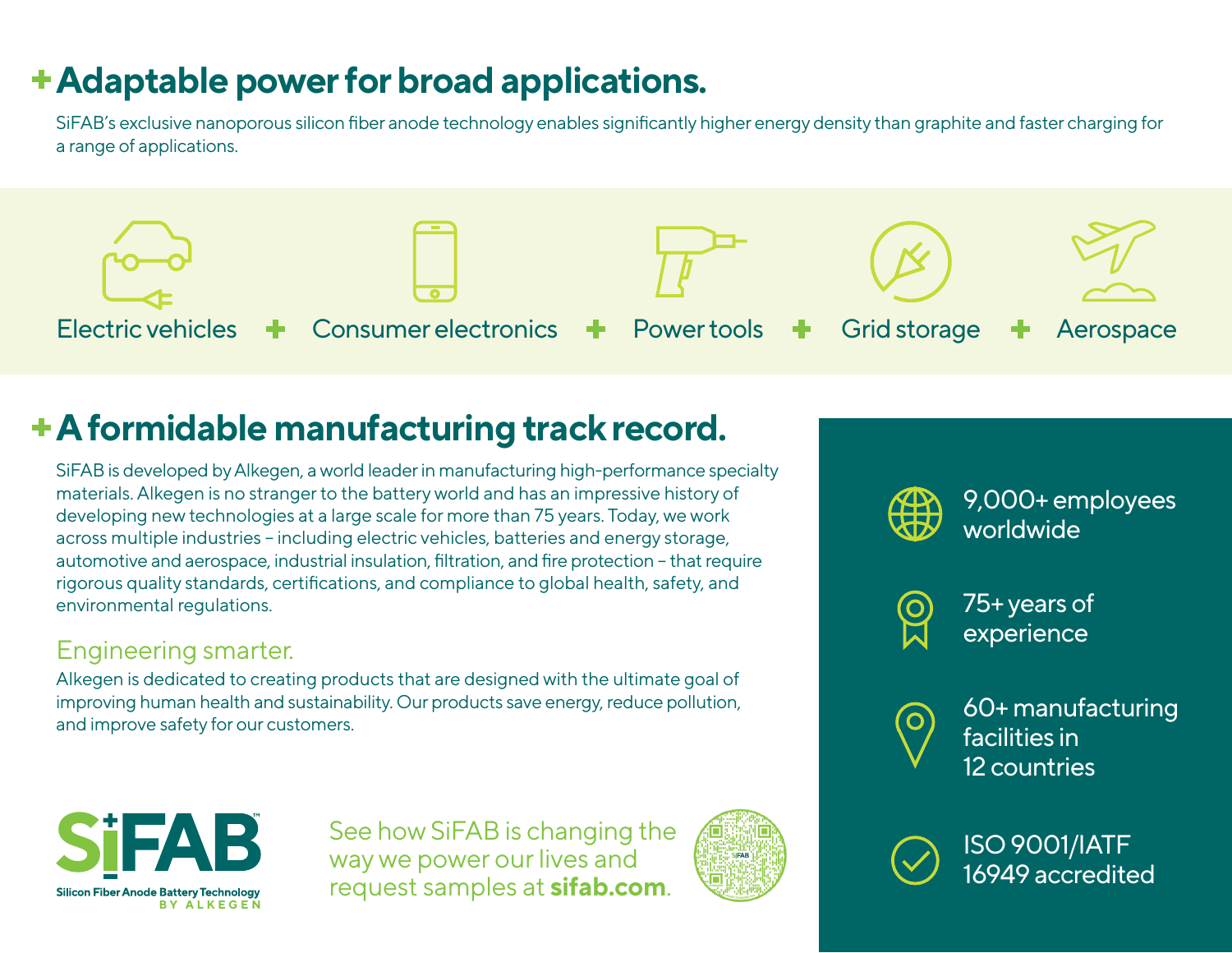## + Adaptable power for broad applications.

SiFAB's exclusive nanoporous silicon fiber anode technology enables significantly higher energy density than graphite and faster charging for a range of applications.

Electric vehicles + Consumer electronics + Power tools + Grid storage + Aerospace

## + A formidable manufacturing track record.

SiFAB is developed by Alkegen, a world leader in manufacturing high-performance specialty materials. Alkegen is no stranger to the battery world and has an impressive history of developing new technologies at a large scale for more than 75 years. Today, we work across multiple industries – including electric vehicles, batteries and energy storage, automotive and aerospace, industrial insulation, filtration, and fire protection – that require rigorous quality standards, certifications, and compliance to global health, safety, and environmental regulations.

### Engineering smarter.

Alkegen is dedicated to creating products that are designed with the ultimate goal of improving human health and sustainability. Our products save energy, reduce pollution, and improve safety for our customers.

- 9,000+ employees worldwide
- 75+ years of experience
- 60+ manufacturing facilities in 12 countries
- ISO 9001/IATF 16949 accredited

SiFAB™
Silicon Fiber Anode Battery Technology
BY ALKEGEN

See how SiFAB is changing the way we power our lives and request samples at **sifab.com**.